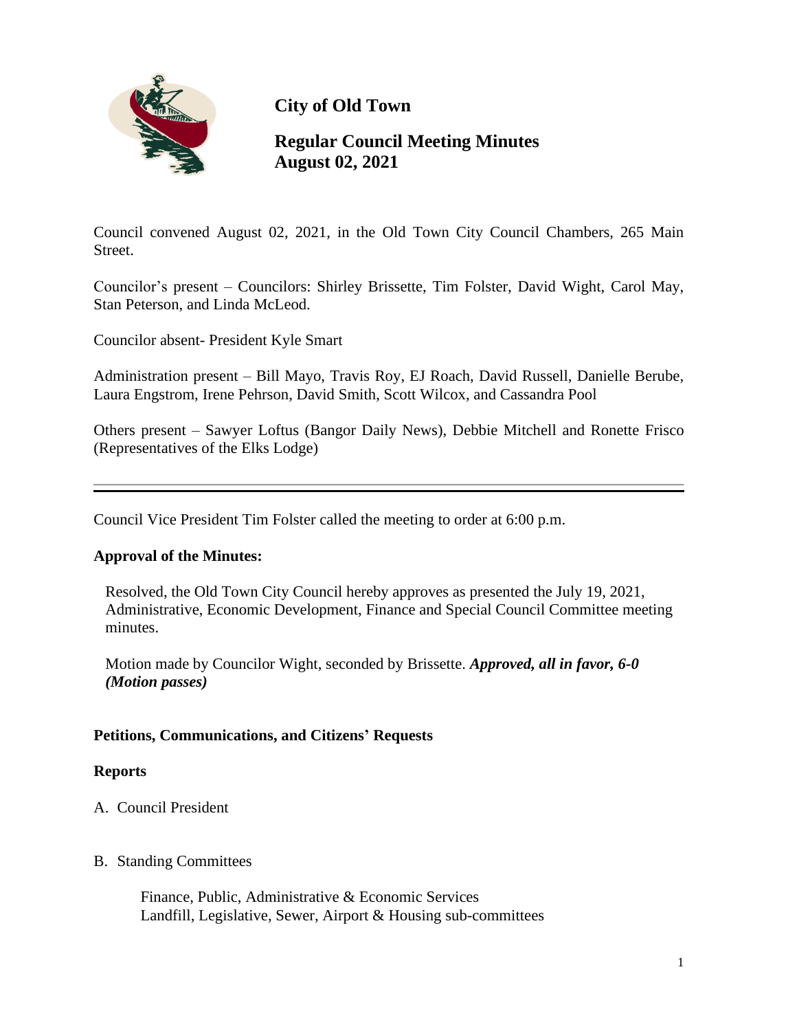# City of Old Town

## Regular Council Meeting Minutes
## August 02, 2021

Council convened August 02, 2021, in the Old Town City Council Chambers, 265 Main Street.

Councilor's present – Councilors: Shirley Brissette, Tim Folster, David Wight, Carol May, Stan Peterson, and Linda McLeod.

Councilor absent- President Kyle Smart

Administration present – Bill Mayo, Travis Roy, EJ Roach, David Russell, Danielle Berube, Laura Engstrom, Irene Pehrson, David Smith, Scott Wilcox, and Cassandra Pool

Others present – Sawyer Loftus (Bangor Daily News), Debbie Mitchell and Ronette Frisco (Representatives of the Elks Lodge)

---

Council Vice President Tim Folster called the meeting to order at 6:00 p.m.

**Approval of the Minutes:**

Resolved, the Old Town City Council hereby approves as presented the July 19, 2021, Administrative, Economic Development, Finance and Special Council Committee meeting minutes.

Motion made by Councilor Wight, seconded by Brissette. ***Approved, all in favor, 6-0 (Motion passes)***

**Petitions, Communications, and Citizens' Requests**

**Reports**

A. Council President

B. Standing Committees

Finance, Public, Administrative & Economic Services
Landfill, Legislative, Sewer, Airport & Housing sub-committees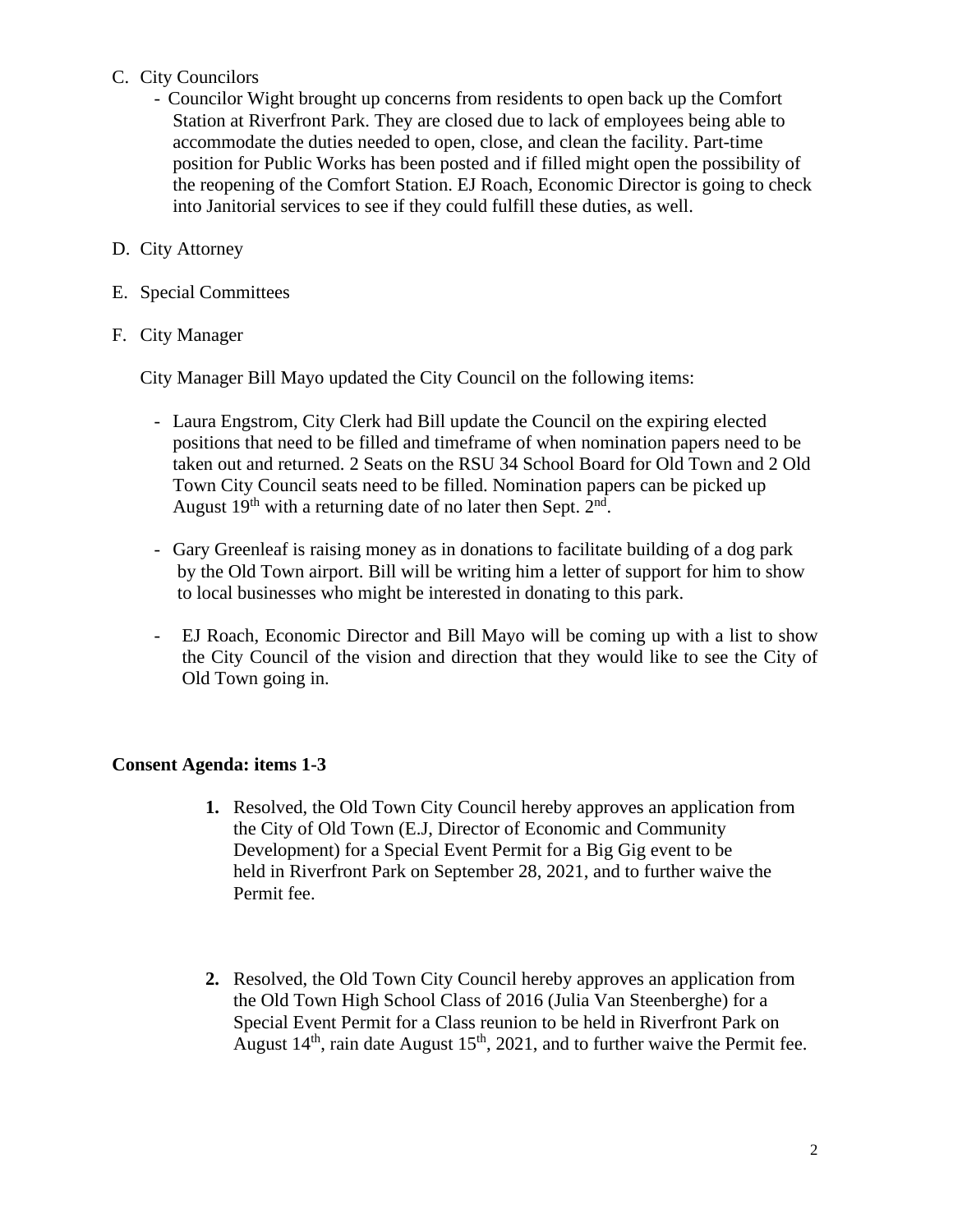C. City Councilors

- Councilor Wight brought up concerns from residents to open back up the Comfort Station at Riverfront Park. They are closed due to lack of employees being able to accommodate the duties needed to open, close, and clean the facility. Part-time position for Public Works has been posted and if filled might open the possibility of the reopening of the Comfort Station. EJ Roach, Economic Director is going to check into Janitorial services to see if they could fulfill these duties, as well.

D. City Attorney

E. Special Committees

F. City Manager

City Manager Bill Mayo updated the City Council on the following items:

- Laura Engstrom, City Clerk had Bill update the Council on the expiring elected positions that need to be filled and timeframe of when nomination papers need to be taken out and returned. 2 Seats on the RSU 34 School Board for Old Town and 2 Old Town City Council seats need to be filled. Nomination papers can be picked up August 19th with a returning date of no later then Sept. 2nd.

- Gary Greenleaf is raising money as in donations to facilitate building of a dog park by the Old Town airport. Bill will be writing him a letter of support for him to show to local businesses who might be interested in donating to this park.

- EJ Roach, Economic Director and Bill Mayo will be coming up with a list to show the City Council of the vision and direction that they would like to see the City of Old Town going in.

**Consent Agenda: items 1-3**

1. Resolved, the Old Town City Council hereby approves an application from the City of Old Town (E.J, Director of Economic and Community Development) for a Special Event Permit for a Big Gig event to be held in Riverfront Park on September 28, 2021, and to further waive the Permit fee.

2. Resolved, the Old Town City Council hereby approves an application from the Old Town High School Class of 2016 (Julia Van Steenberghe) for a Special Event Permit for a Class reunion to be held in Riverfront Park on August 14th, rain date August 15th, 2021, and to further waive the Permit fee.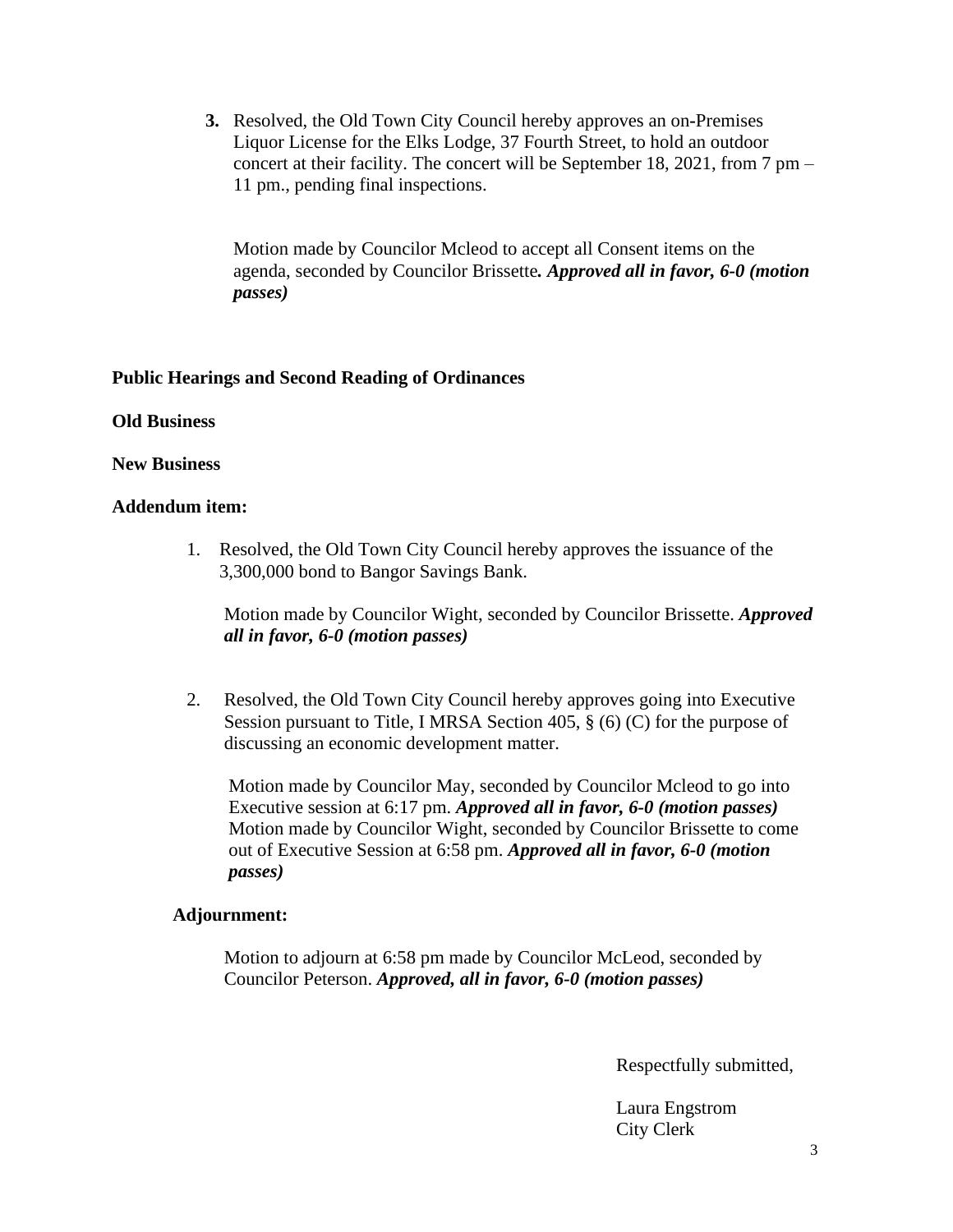3. Resolved, the Old Town City Council hereby approves an on-Premises Liquor License for the Elks Lodge, 37 Fourth Street, to hold an outdoor concert at their facility. The concert will be September 18, 2021, from 7 pm – 11 pm., pending final inspections.

   Motion made by Councilor Mcleod to accept all Consent items on the agenda, seconded by Councilor Brissette***. Approved all in favor, 6-0 (motion passes)***

**Public Hearings and Second Reading of Ordinances**

**Old Business**

**New Business**

**Addendum item:**

1. Resolved, the Old Town City Council hereby approves the issuance of the 3,300,000 bond to Bangor Savings Bank.

   Motion made by Councilor Wight, seconded by Councilor Brissette. ***Approved all in favor, 6-0 (motion passes)***

2. Resolved, the Old Town City Council hereby approves going into Executive Session pursuant to Title, I MRSA Section 405, § (6) (C) for the purpose of discussing an economic development matter.

   Motion made by Councilor May, seconded by Councilor Mcleod to go into Executive session at 6:17 pm. ***Approved all in favor, 6-0 (motion passes)*** Motion made by Councilor Wight, seconded by Councilor Brissette to come out of Executive Session at 6:58 pm. ***Approved all in favor, 6-0 (motion passes)***

**Adjournment:**

Motion to adjourn at 6:58 pm made by Councilor McLeod, seconded by Councilor Peterson. ***Approved, all in favor, 6-0 (motion passes)***

Respectfully submitted,

Laura Engstrom
City Clerk